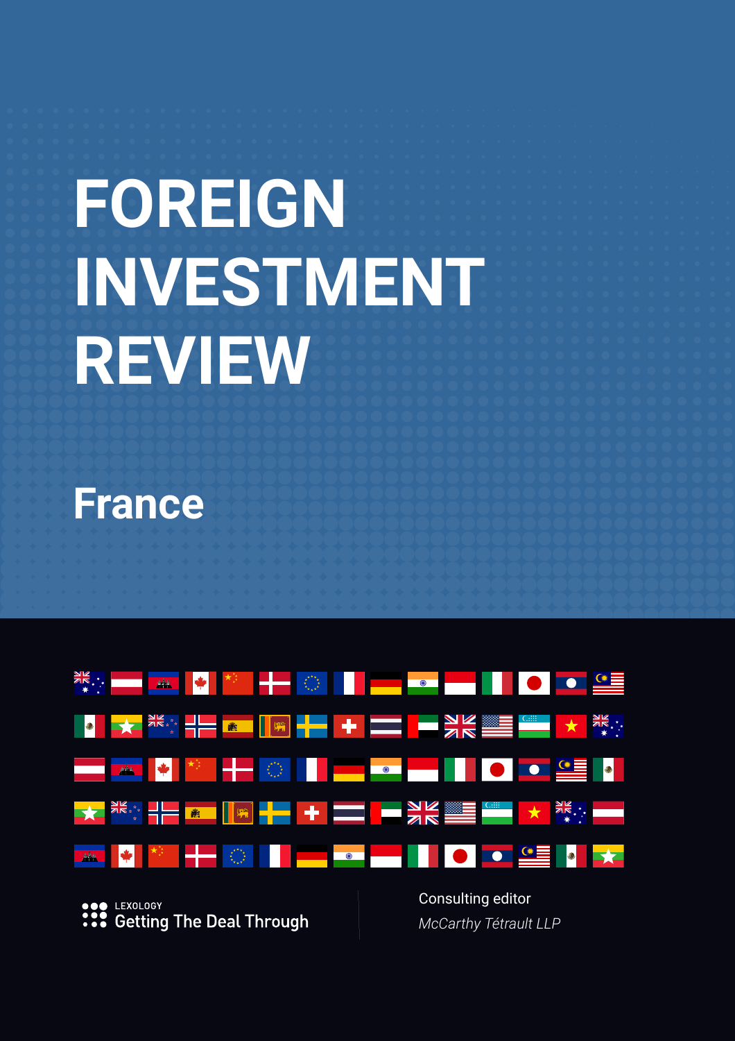# FOREIGN INVESTMENT REVIEW

## France

LEXOLOGY
Getting The Deal Through

Consulting editor
*McCarthy Tétrault LLP*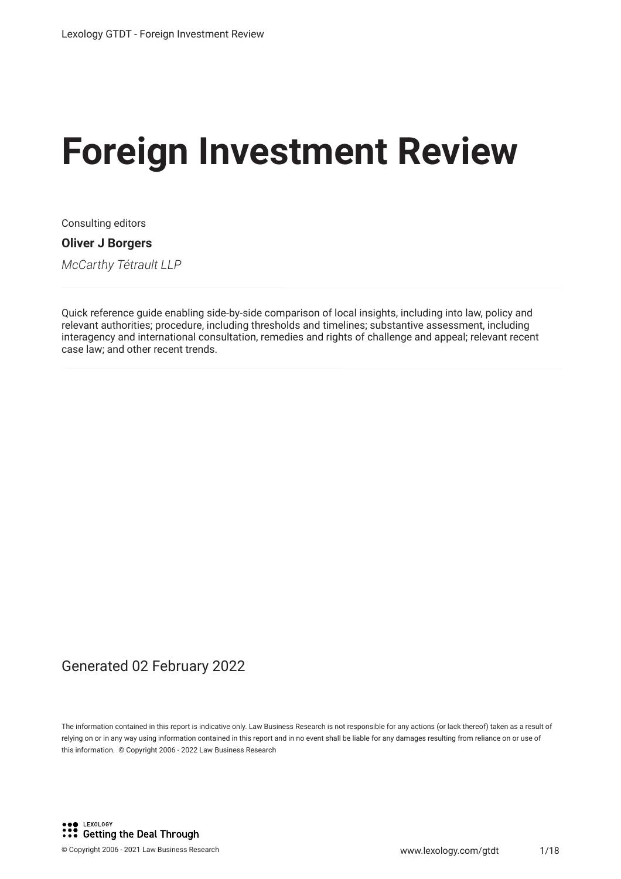# Foreign Investment Review

Consulting editors

**Oliver J Borgers**

*McCarthy Tétrault LLP*

Quick reference guide enabling side-by-side comparison of local insights, including into law, policy and relevant authorities; procedure, including thresholds and timelines; substantive assessment, including interagency and international consultation, remedies and rights of challenge and appeal; relevant recent case law; and other recent trends.

Generated 02 February 2022

The information contained in this report is indicative only. Law Business Research is not responsible for any actions (or lack thereof) taken as a result of relying on or in any way using information contained in this report and in no event shall be liable for any damages resulting from reliance on or use of this information. © Copyright 2006 - 2022 Law Business Research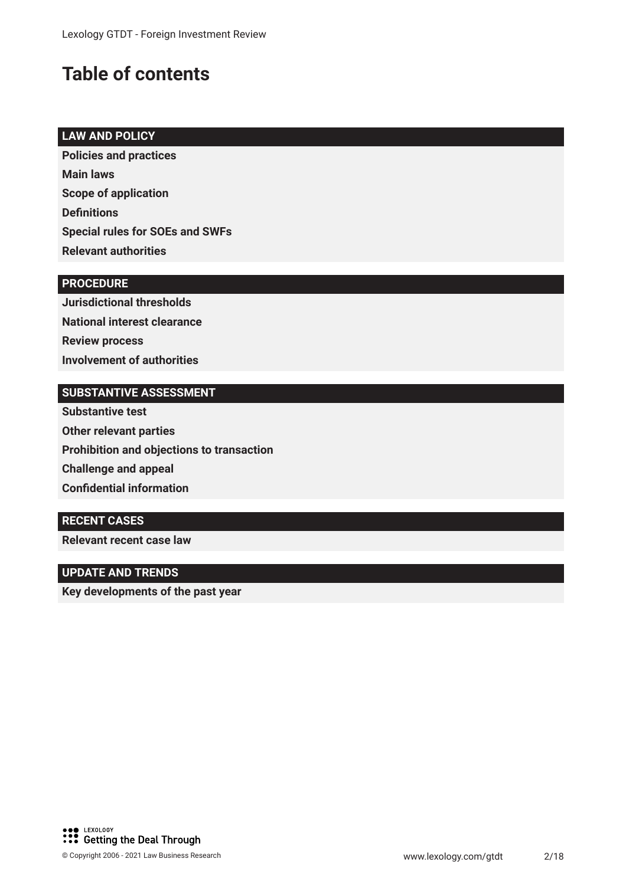# Table of contents

## LAW AND POLICY

**Policies and practices**

**Main laws**

**Scope of application**

**Definitions**

**Special rules for SOEs and SWFs**

**Relevant authorities**

## PROCEDURE

**Jurisdictional thresholds**

**National interest clearance**

**Review process**

**Involvement of authorities**

## SUBSTANTIVE ASSESSMENT

**Substantive test**

**Other relevant parties**

**Prohibition and objections to transaction**

**Challenge and appeal**

**Confidential information**

## RECENT CASES

**Relevant recent case law**

## UPDATE AND TRENDS

**Key developments of the past year**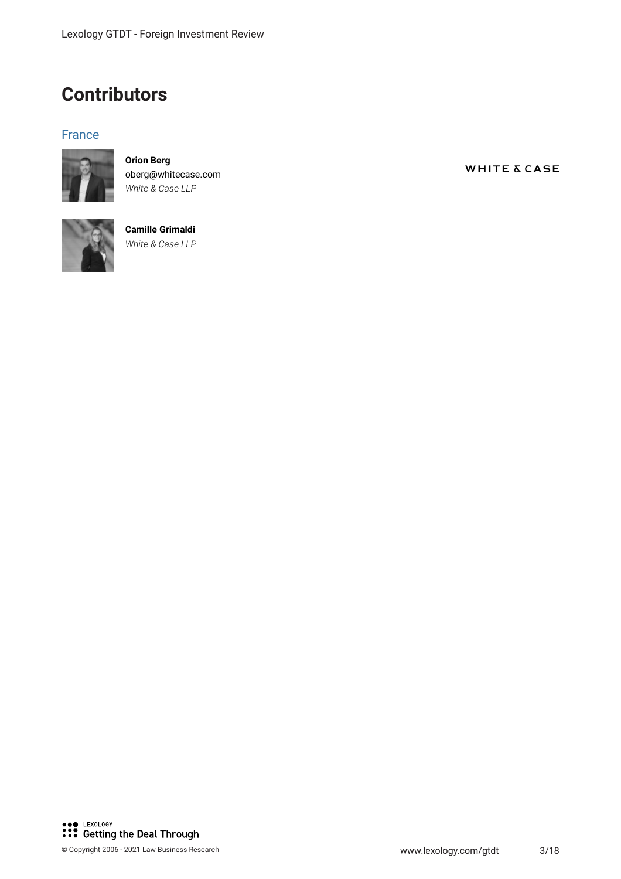# Contributors

## France

**Orion Berg**
oberg@whitecase.com
*White & Case LLP*

WHITE & CASE

**Camille Grimaldi**
*White & Case LLP*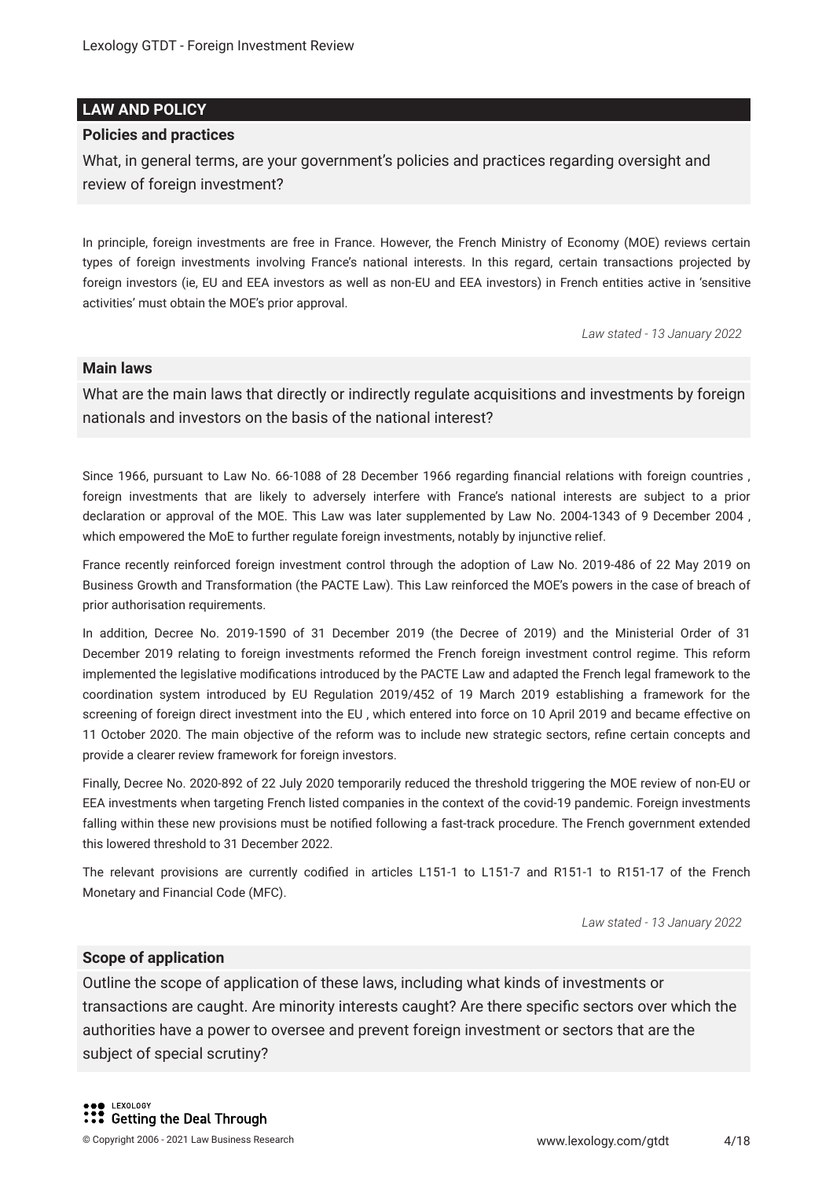## LAW AND POLICY

### Policies and practices

What, in general terms, are your government's policies and practices regarding oversight and review of foreign investment?

In principle, foreign investments are free in France. However, the French Ministry of Economy (MOE) reviews certain types of foreign investments involving France's national interests. In this regard, certain transactions projected by foreign investors (ie, EU and EEA investors as well as non-EU and EEA investors) in French entities active in 'sensitive activities' must obtain the MOE's prior approval.

*Law stated - 13 January 2022*

### Main laws

What are the main laws that directly or indirectly regulate acquisitions and investments by foreign nationals and investors on the basis of the national interest?

Since 1966, pursuant to Law No. 66-1088 of 28 December 1966 regarding financial relations with foreign countries , foreign investments that are likely to adversely interfere with France's national interests are subject to a prior declaration or approval of the MOE. This Law was later supplemented by Law No. 2004-1343 of 9 December 2004 , which empowered the MoE to further regulate foreign investments, notably by injunctive relief.

France recently reinforced foreign investment control through the adoption of Law No. 2019-486 of 22 May 2019 on Business Growth and Transformation (the PACTE Law). This Law reinforced the MOE's powers in the case of breach of prior authorisation requirements.

In addition, Decree No. 2019-1590 of 31 December 2019 (the Decree of 2019) and the Ministerial Order of 31 December 2019 relating to foreign investments reformed the French foreign investment control regime. This reform implemented the legislative modifications introduced by the PACTE Law and adapted the French legal framework to the coordination system introduced by EU Regulation 2019/452 of 19 March 2019 establishing a framework for the screening of foreign direct investment into the EU , which entered into force on 10 April 2019 and became effective on 11 October 2020. The main objective of the reform was to include new strategic sectors, refine certain concepts and provide a clearer review framework for foreign investors.

Finally, Decree No. 2020-892 of 22 July 2020 temporarily reduced the threshold triggering the MOE review of non-EU or EEA investments when targeting French listed companies in the context of the covid-19 pandemic. Foreign investments falling within these new provisions must be notified following a fast-track procedure. The French government extended this lowered threshold to 31 December 2022.

The relevant provisions are currently codified in articles L151-1 to L151-7 and R151-1 to R151-17 of the French Monetary and Financial Code (MFC).

*Law stated - 13 January 2022*

### Scope of application

Outline the scope of application of these laws, including what kinds of investments or transactions are caught. Are minority interests caught? Are there specific sectors over which the authorities have a power to oversee and prevent foreign investment or sectors that are the subject of special scrutiny?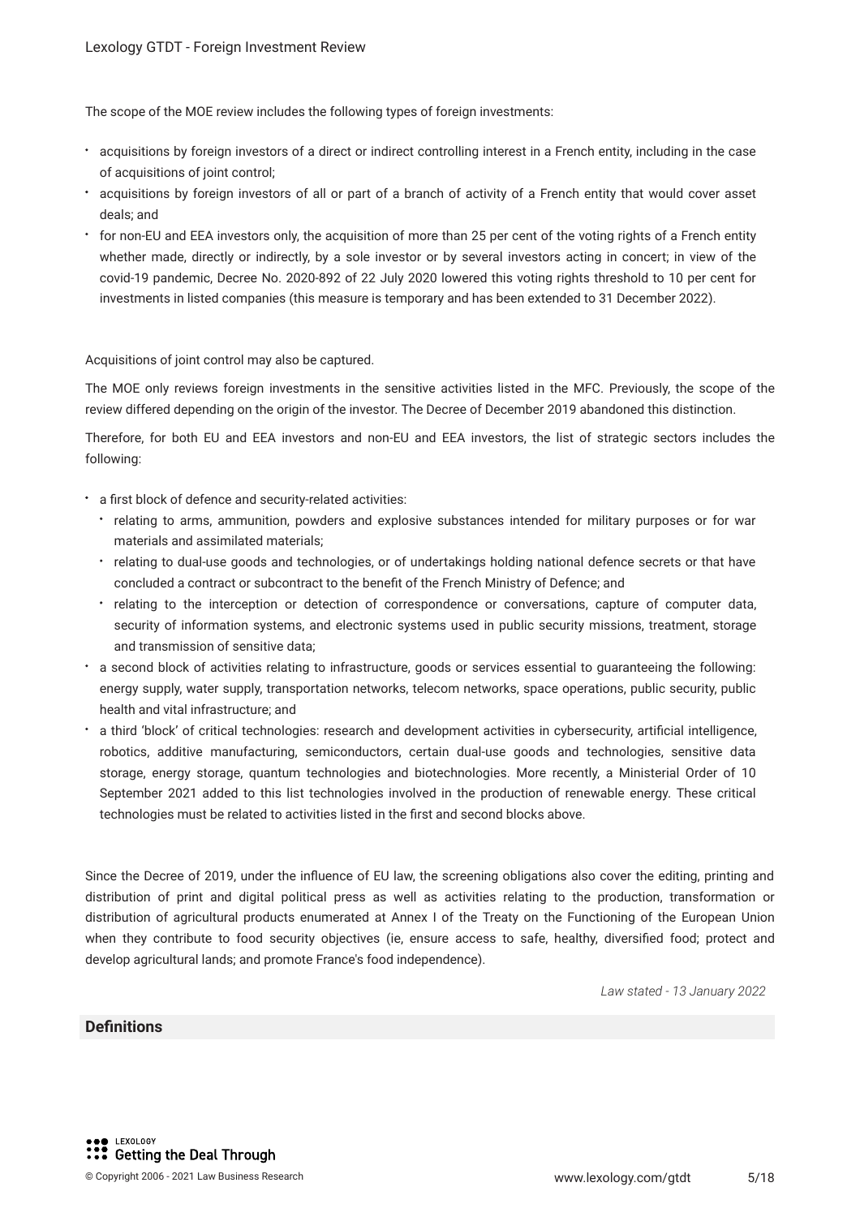The scope of the MOE review includes the following types of foreign investments:

- acquisitions by foreign investors of a direct or indirect controlling interest in a French entity, including in the case of acquisitions of joint control;
- acquisitions by foreign investors of all or part of a branch of activity of a French entity that would cover asset deals; and
- for non-EU and EEA investors only, the acquisition of more than 25 per cent of the voting rights of a French entity whether made, directly or indirectly, by a sole investor or by several investors acting in concert; in view of the covid-19 pandemic, Decree No. 2020-892 of 22 July 2020 lowered this voting rights threshold to 10 per cent for investments in listed companies (this measure is temporary and has been extended to 31 December 2022).

Acquisitions of joint control may also be captured.

The MOE only reviews foreign investments in the sensitive activities listed in the MFC. Previously, the scope of the review differed depending on the origin of the investor. The Decree of December 2019 abandoned this distinction.

Therefore, for both EU and EEA investors and non-EU and EEA investors, the list of strategic sectors includes the following:

- a first block of defence and security-related activities:
  - relating to arms, ammunition, powders and explosive substances intended for military purposes or for war materials and assimilated materials;
  - relating to dual-use goods and technologies, or of undertakings holding national defence secrets or that have concluded a contract or subcontract to the benefit of the French Ministry of Defence; and
  - relating to the interception or detection of correspondence or conversations, capture of computer data, security of information systems, and electronic systems used in public security missions, treatment, storage and transmission of sensitive data;
- a second block of activities relating to infrastructure, goods or services essential to guaranteeing the following: energy supply, water supply, transportation networks, telecom networks, space operations, public security, public health and vital infrastructure; and
- a third 'block' of critical technologies: research and development activities in cybersecurity, artificial intelligence, robotics, additive manufacturing, semiconductors, certain dual-use goods and technologies, sensitive data storage, energy storage, quantum technologies and biotechnologies. More recently, a Ministerial Order of 10 September 2021 added to this list technologies involved in the production of renewable energy. These critical technologies must be related to activities listed in the first and second blocks above.

Since the Decree of 2019, under the influence of EU law, the screening obligations also cover the editing, printing and distribution of print and digital political press as well as activities relating to the production, transformation or distribution of agricultural products enumerated at Annex I of the Treaty on the Functioning of the European Union when they contribute to food security objectives (ie, ensure access to safe, healthy, diversified food; protect and develop agricultural lands; and promote France's food independence).

*Law stated - 13 January 2022*

## Definitions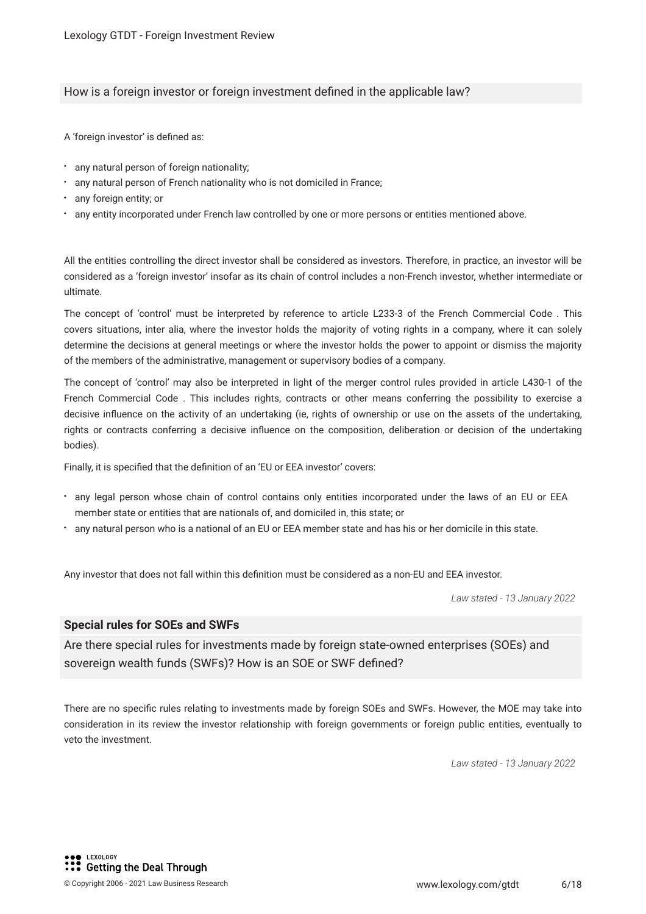### How is a foreign investor or foreign investment defined in the applicable law?

A 'foreign investor' is defined as:

- any natural person of foreign nationality;
- any natural person of French nationality who is not domiciled in France;
- any foreign entity; or
- any entity incorporated under French law controlled by one or more persons or entities mentioned above.

All the entities controlling the direct investor shall be considered as investors. Therefore, in practice, an investor will be considered as a 'foreign investor' insofar as its chain of control includes a non-French investor, whether intermediate or ultimate.

The concept of 'control' must be interpreted by reference to article L233-3 of the French Commercial Code . This covers situations, inter alia, where the investor holds the majority of voting rights in a company, where it can solely determine the decisions at general meetings or where the investor holds the power to appoint or dismiss the majority of the members of the administrative, management or supervisory bodies of a company.

The concept of 'control' may also be interpreted in light of the merger control rules provided in article L430-1 of the French Commercial Code . This includes rights, contracts or other means conferring the possibility to exercise a decisive influence on the activity of an undertaking (ie, rights of ownership or use on the assets of the undertaking, rights or contracts conferring a decisive influence on the composition, deliberation or decision of the undertaking bodies).

Finally, it is specified that the definition of an 'EU or EEA investor' covers:

- any legal person whose chain of control contains only entities incorporated under the laws of an EU or EEA member state or entities that are nationals of, and domiciled in, this state; or
- any natural person who is a national of an EU or EEA member state and has his or her domicile in this state.

Any investor that does not fall within this definition must be considered as a non-EU and EEA investor.

*Law stated - 13 January 2022*

## Special rules for SOEs and SWFs

### Are there special rules for investments made by foreign state-owned enterprises (SOEs) and sovereign wealth funds (SWFs)? How is an SOE or SWF defined?

There are no specific rules relating to investments made by foreign SOEs and SWFs. However, the MOE may take into consideration in its review the investor relationship with foreign governments or foreign public entities, eventually to veto the investment.

*Law stated - 13 January 2022*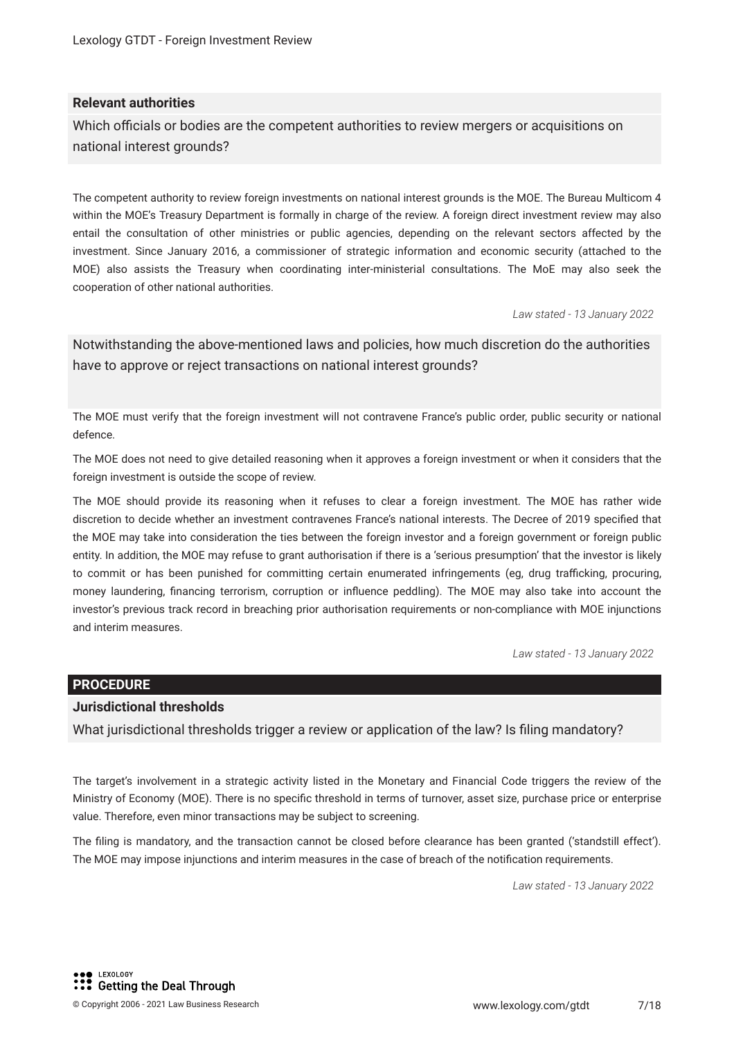### Relevant authorities

**Which officials or bodies are the competent authorities to review mergers or acquisitions on national interest grounds?**

The competent authority to review foreign investments on national interest grounds is the MOE. The Bureau Multicom 4 within the MOE's Treasury Department is formally in charge of the review. A foreign direct investment review may also entail the consultation of other ministries or public agencies, depending on the relevant sectors affected by the investment. Since January 2016, a commissioner of strategic information and economic security (attached to the MOE) also assists the Treasury when coordinating inter-ministerial consultations. The MoE may also seek the cooperation of other national authorities.

*Law stated - 13 January 2022*

**Notwithstanding the above-mentioned laws and policies, how much discretion do the authorities have to approve or reject transactions on national interest grounds?**

The MOE must verify that the foreign investment will not contravene France's public order, public security or national defence.

The MOE does not need to give detailed reasoning when it approves a foreign investment or when it considers that the foreign investment is outside the scope of review.

The MOE should provide its reasoning when it refuses to clear a foreign investment. The MOE has rather wide discretion to decide whether an investment contravenes France's national interests. The Decree of 2019 specified that the MOE may take into consideration the ties between the foreign investor and a foreign government or foreign public entity. In addition, the MOE may refuse to grant authorisation if there is a 'serious presumption' that the investor is likely to commit or has been punished for committing certain enumerated infringements (eg, drug trafficking, procuring, money laundering, financing terrorism, corruption or influence peddling). The MOE may also take into account the investor's previous track record in breaching prior authorisation requirements or non-compliance with MOE injunctions and interim measures.

*Law stated - 13 January 2022*

## PROCEDURE

### Jurisdictional thresholds

**What jurisdictional thresholds trigger a review or application of the law? Is filing mandatory?**

The target's involvement in a strategic activity listed in the Monetary and Financial Code triggers the review of the Ministry of Economy (MOE). There is no specific threshold in terms of turnover, asset size, purchase price or enterprise value. Therefore, even minor transactions may be subject to screening.

The filing is mandatory, and the transaction cannot be closed before clearance has been granted ('standstill effect'). The MOE may impose injunctions and interim measures in the case of breach of the notification requirements.

*Law stated - 13 January 2022*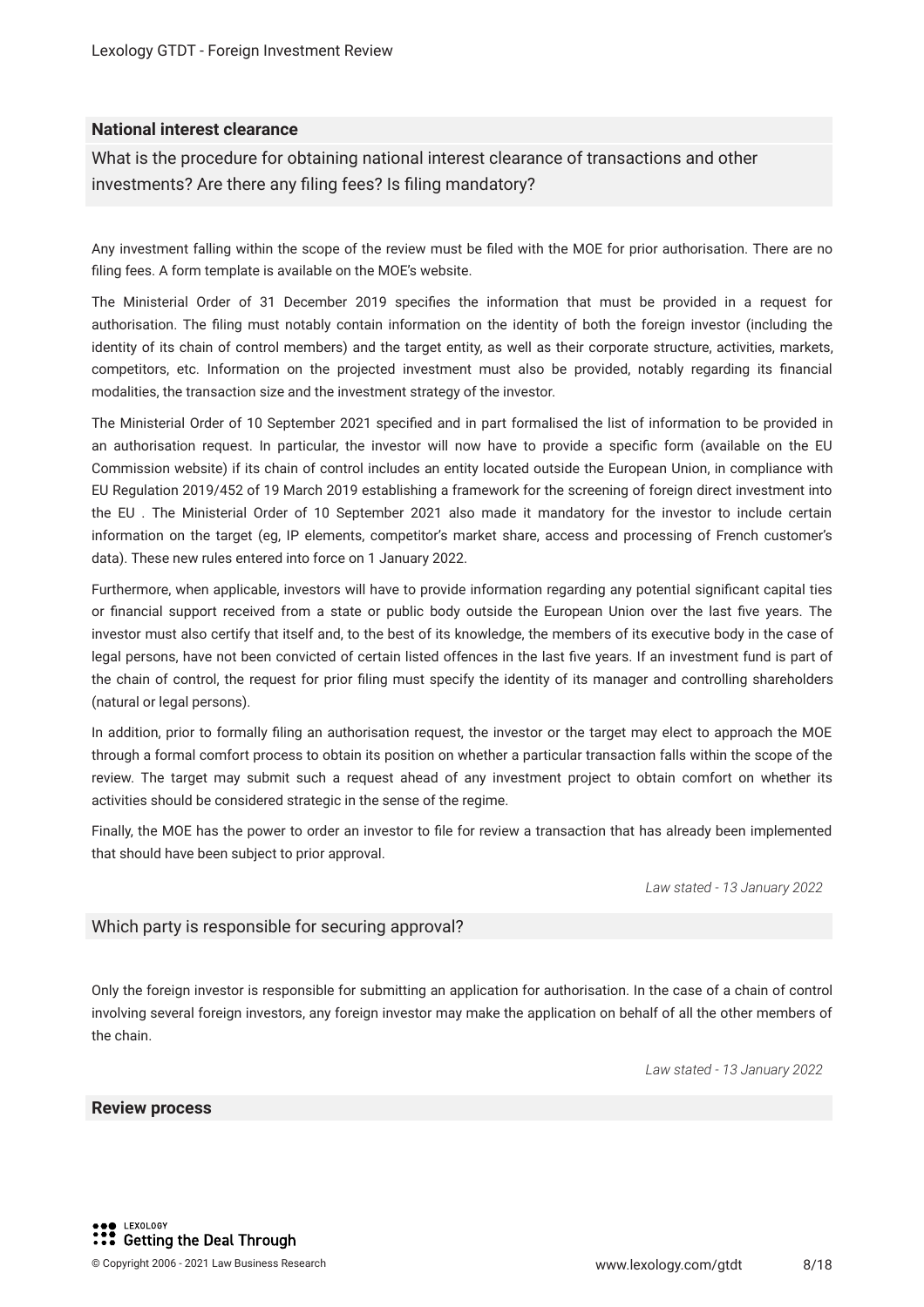## National interest clearance

### What is the procedure for obtaining national interest clearance of transactions and other investments? Are there any filing fees? Is filing mandatory?

Any investment falling within the scope of the review must be filed with the MOE for prior authorisation. There are no filing fees. A form template is available on the MOE's website.

The Ministerial Order of 31 December 2019 specifies the information that must be provided in a request for authorisation. The filing must notably contain information on the identity of both the foreign investor (including the identity of its chain of control members) and the target entity, as well as their corporate structure, activities, markets, competitors, etc. Information on the projected investment must also be provided, notably regarding its financial modalities, the transaction size and the investment strategy of the investor.

The Ministerial Order of 10 September 2021 specified and in part formalised the list of information to be provided in an authorisation request. In particular, the investor will now have to provide a specific form (available on the EU Commission website) if its chain of control includes an entity located outside the European Union, in compliance with EU Regulation 2019/452 of 19 March 2019 establishing a framework for the screening of foreign direct investment into the EU . The Ministerial Order of 10 September 2021 also made it mandatory for the investor to include certain information on the target (eg, IP elements, competitor's market share, access and processing of French customer's data). These new rules entered into force on 1 January 2022.

Furthermore, when applicable, investors will have to provide information regarding any potential significant capital ties or financial support received from a state or public body outside the European Union over the last five years. The investor must also certify that itself and, to the best of its knowledge, the members of its executive body in the case of legal persons, have not been convicted of certain listed offences in the last five years. If an investment fund is part of the chain of control, the request for prior filing must specify the identity of its manager and controlling shareholders (natural or legal persons).

In addition, prior to formally filing an authorisation request, the investor or the target may elect to approach the MOE through a formal comfort process to obtain its position on whether a particular transaction falls within the scope of the review. The target may submit such a request ahead of any investment project to obtain comfort on whether its activities should be considered strategic in the sense of the regime.

Finally, the MOE has the power to order an investor to file for review a transaction that has already been implemented that should have been subject to prior approval.

*Law stated - 13 January 2022*

### Which party is responsible for securing approval?

Only the foreign investor is responsible for submitting an application for authorisation. In the case of a chain of control involving several foreign investors, any foreign investor may make the application on behalf of all the other members of the chain.

*Law stated - 13 January 2022*

## Review process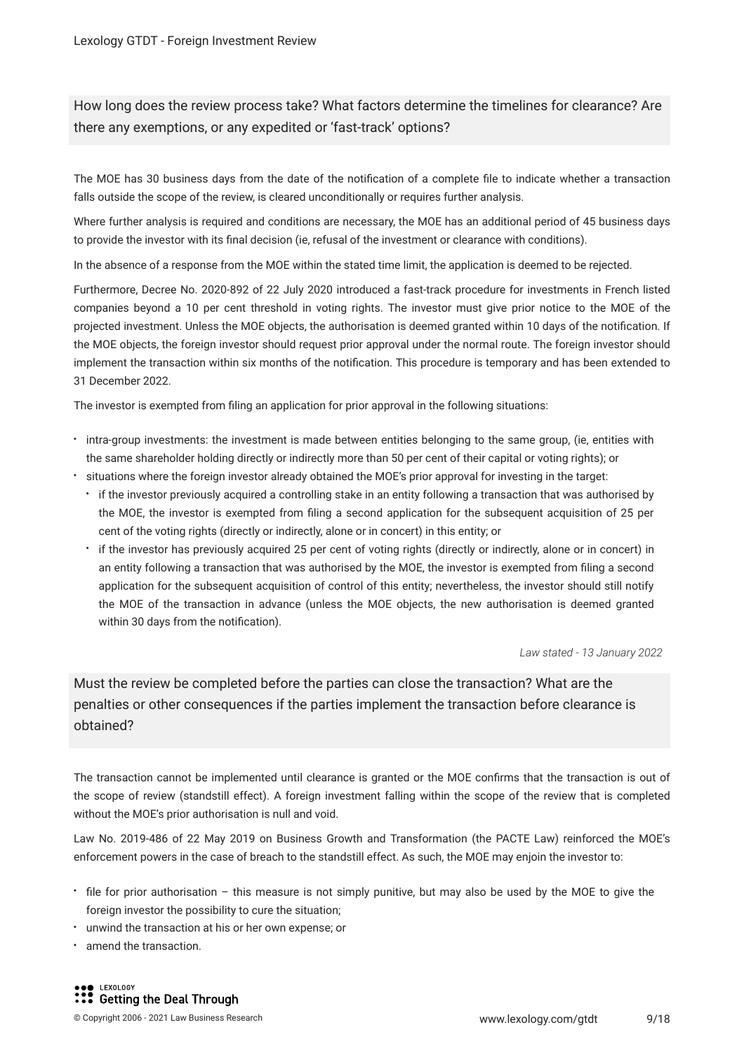## How long does the review process take? What factors determine the timelines for clearance? Are there any exemptions, or any expedited or 'fast-track' options?

The MOE has 30 business days from the date of the notification of a complete file to indicate whether a transaction falls outside the scope of the review, is cleared unconditionally or requires further analysis.

Where further analysis is required and conditions are necessary, the MOE has an additional period of 45 business days to provide the investor with its final decision (ie, refusal of the investment or clearance with conditions).

In the absence of a response from the MOE within the stated time limit, the application is deemed to be rejected.

Furthermore, Decree No. 2020-892 of 22 July 2020 introduced a fast-track procedure for investments in French listed companies beyond a 10 per cent threshold in voting rights. The investor must give prior notice to the MOE of the projected investment. Unless the MOE objects, the authorisation is deemed granted within 10 days of the notification. If the MOE objects, the foreign investor should request prior approval under the normal route. The foreign investor should implement the transaction within six months of the notification. This procedure is temporary and has been extended to 31 December 2022.

The investor is exempted from filing an application for prior approval in the following situations:

- intra-group investments: the investment is made between entities belonging to the same group, (ie, entities with the same shareholder holding directly or indirectly more than 50 per cent of their capital or voting rights); or
- situations where the foreign investor already obtained the MOE's prior approval for investing in the target:
  - if the investor previously acquired a controlling stake in an entity following a transaction that was authorised by the MOE, the investor is exempted from filing a second application for the subsequent acquisition of 25 per cent of the voting rights (directly or indirectly, alone or in concert) in this entity; or
  - if the investor has previously acquired 25 per cent of voting rights (directly or indirectly, alone or in concert) in an entity following a transaction that was authorised by the MOE, the investor is exempted from filing a second application for the subsequent acquisition of control of this entity; nevertheless, the investor should still notify the MOE of the transaction in advance (unless the MOE objects, the new authorisation is deemed granted within 30 days from the notification).

*Law stated - 13 January 2022*

## Must the review be completed before the parties can close the transaction? What are the penalties or other consequences if the parties implement the transaction before clearance is obtained?

The transaction cannot be implemented until clearance is granted or the MOE confirms that the transaction is out of the scope of review (standstill effect). A foreign investment falling within the scope of the review that is completed without the MOE's prior authorisation is null and void.

Law No. 2019-486 of 22 May 2019 on Business Growth and Transformation (the PACTE Law) reinforced the MOE's enforcement powers in the case of breach to the standstill effect. As such, the MOE may enjoin the investor to:

- file for prior authorisation – this measure is not simply punitive, but may also be used by the MOE to give the foreign investor the possibility to cure the situation;
- unwind the transaction at his or her own expense; or
- amend the transaction.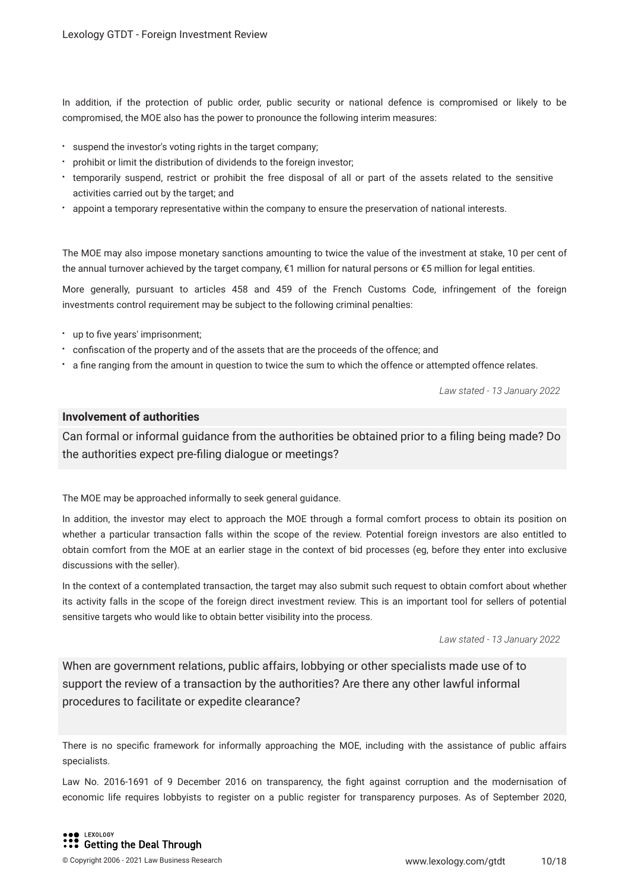In addition, if the protection of public order, public security or national defence is compromised or likely to be compromised, the MOE also has the power to pronounce the following interim measures:

- suspend the investor's voting rights in the target company;
- prohibit or limit the distribution of dividends to the foreign investor;
- temporarily suspend, restrict or prohibit the free disposal of all or part of the assets related to the sensitive activities carried out by the target; and
- appoint a temporary representative within the company to ensure the preservation of national interests.

The MOE may also impose monetary sanctions amounting to twice the value of the investment at stake, 10 per cent of the annual turnover achieved by the target company, €1 million for natural persons or €5 million for legal entities.

More generally, pursuant to articles 458 and 459 of the French Customs Code, infringement of the foreign investments control requirement may be subject to the following criminal penalties:

- up to five years' imprisonment;
- confiscation of the property and of the assets that are the proceeds of the offence; and
- a fine ranging from the amount in question to twice the sum to which the offence or attempted offence relates.

*Law stated - 13 January 2022*

### Involvement of authorities

**Can formal or informal guidance from the authorities be obtained prior to a filing being made? Do the authorities expect pre-filing dialogue or meetings?**

The MOE may be approached informally to seek general guidance.

In addition, the investor may elect to approach the MOE through a formal comfort process to obtain its position on whether a particular transaction falls within the scope of the review. Potential foreign investors are also entitled to obtain comfort from the MOE at an earlier stage in the context of bid processes (eg, before they enter into exclusive discussions with the seller).

In the context of a contemplated transaction, the target may also submit such request to obtain comfort about whether its activity falls in the scope of the foreign direct investment review. This is an important tool for sellers of potential sensitive targets who would like to obtain better visibility into the process.

*Law stated - 13 January 2022*

**When are government relations, public affairs, lobbying or other specialists made use of to support the review of a transaction by the authorities? Are there any other lawful informal procedures to facilitate or expedite clearance?**

There is no specific framework for informally approaching the MOE, including with the assistance of public affairs specialists.

Law No. 2016-1691 of 9 December 2016 on transparency, the fight against corruption and the modernisation of economic life requires lobbyists to register on a public register for transparency purposes. As of September 2020,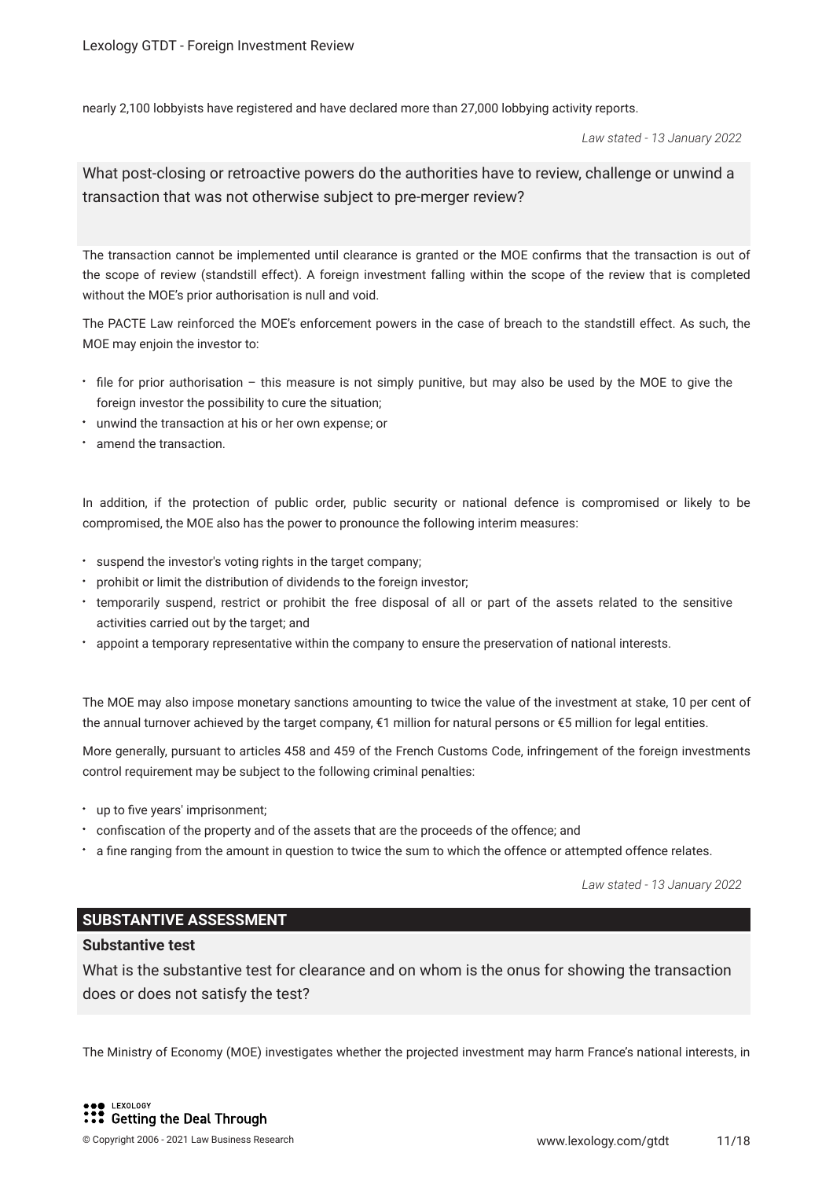nearly 2,100 lobbyists have registered and have declared more than 27,000 lobbying activity reports.

*Law stated - 13 January 2022*

### What post-closing or retroactive powers do the authorities have to review, challenge or unwind a transaction that was not otherwise subject to pre-merger review?

The transaction cannot be implemented until clearance is granted or the MOE confirms that the transaction is out of the scope of review (standstill effect). A foreign investment falling within the scope of the review that is completed without the MOE's prior authorisation is null and void.

The PACTE Law reinforced the MOE's enforcement powers in the case of breach to the standstill effect. As such, the MOE may enjoin the investor to:

- file for prior authorisation – this measure is not simply punitive, but may also be used by the MOE to give the foreign investor the possibility to cure the situation;
- unwind the transaction at his or her own expense; or
- amend the transaction.

In addition, if the protection of public order, public security or national defence is compromised or likely to be compromised, the MOE also has the power to pronounce the following interim measures:

- suspend the investor's voting rights in the target company;
- prohibit or limit the distribution of dividends to the foreign investor;
- temporarily suspend, restrict or prohibit the free disposal of all or part of the assets related to the sensitive activities carried out by the target; and
- appoint a temporary representative within the company to ensure the preservation of national interests.

The MOE may also impose monetary sanctions amounting to twice the value of the investment at stake, 10 per cent of the annual turnover achieved by the target company, €1 million for natural persons or €5 million for legal entities.

More generally, pursuant to articles 458 and 459 of the French Customs Code, infringement of the foreign investments control requirement may be subject to the following criminal penalties:

- up to five years' imprisonment;
- confiscation of the property and of the assets that are the proceeds of the offence; and
- a fine ranging from the amount in question to twice the sum to which the offence or attempted offence relates.

*Law stated - 13 January 2022*

## SUBSTANTIVE ASSESSMENT

**Substantive test**

### What is the substantive test for clearance and on whom is the onus for showing the transaction does or does not satisfy the test?

The Ministry of Economy (MOE) investigates whether the projected investment may harm France's national interests, in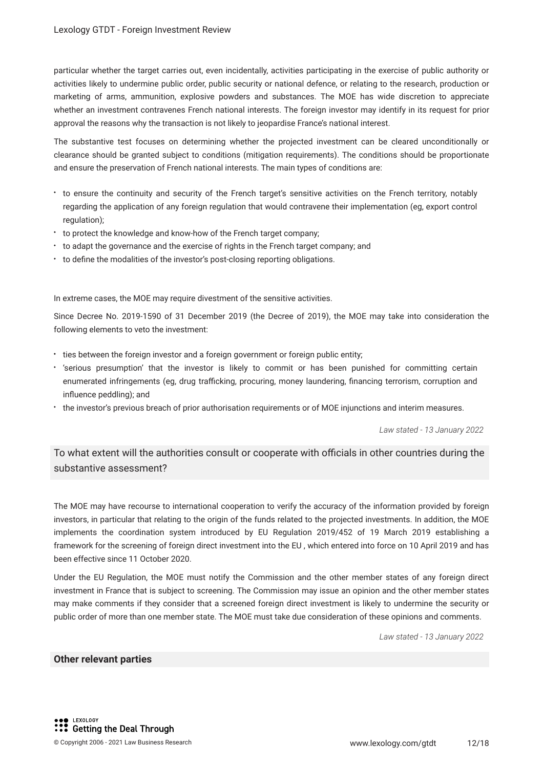particular whether the target carries out, even incidentally, activities participating in the exercise of public authority or activities likely to undermine public order, public security or national defence, or relating to the research, production or marketing of arms, ammunition, explosive powders and substances. The MOE has wide discretion to appreciate whether an investment contravenes French national interests. The foreign investor may identify in its request for prior approval the reasons why the transaction is not likely to jeopardise France's national interest.

The substantive test focuses on determining whether the projected investment can be cleared unconditionally or clearance should be granted subject to conditions (mitigation requirements). The conditions should be proportionate and ensure the preservation of French national interests. The main types of conditions are:

- to ensure the continuity and security of the French target's sensitive activities on the French territory, notably regarding the application of any foreign regulation that would contravene their implementation (eg, export control regulation);
- to protect the knowledge and know-how of the French target company;
- to adapt the governance and the exercise of rights in the French target company; and
- to define the modalities of the investor's post-closing reporting obligations.

In extreme cases, the MOE may require divestment of the sensitive activities.

Since Decree No. 2019-1590 of 31 December 2019 (the Decree of 2019), the MOE may take into consideration the following elements to veto the investment:

- ties between the foreign investor and a foreign government or foreign public entity;
- 'serious presumption' that the investor is likely to commit or has been punished for committing certain enumerated infringements (eg, drug trafficking, procuring, money laundering, financing terrorism, corruption and influence peddling); and
- the investor's previous breach of prior authorisation requirements or of MOE injunctions and interim measures.

*Law stated - 13 January 2022*

## To what extent will the authorities consult or cooperate with officials in other countries during the substantive assessment?

The MOE may have recourse to international cooperation to verify the accuracy of the information provided by foreign investors, in particular that relating to the origin of the funds related to the projected investments. In addition, the MOE implements the coordination system introduced by EU Regulation 2019/452 of 19 March 2019 establishing a framework for the screening of foreign direct investment into the EU , which entered into force on 10 April 2019 and has been effective since 11 October 2020.

Under the EU Regulation, the MOE must notify the Commission and the other member states of any foreign direct investment in France that is subject to screening. The Commission may issue an opinion and the other member states may make comments if they consider that a screened foreign direct investment is likely to undermine the security or public order of more than one member state. The MOE must take due consideration of these opinions and comments.

*Law stated - 13 January 2022*

### Other relevant parties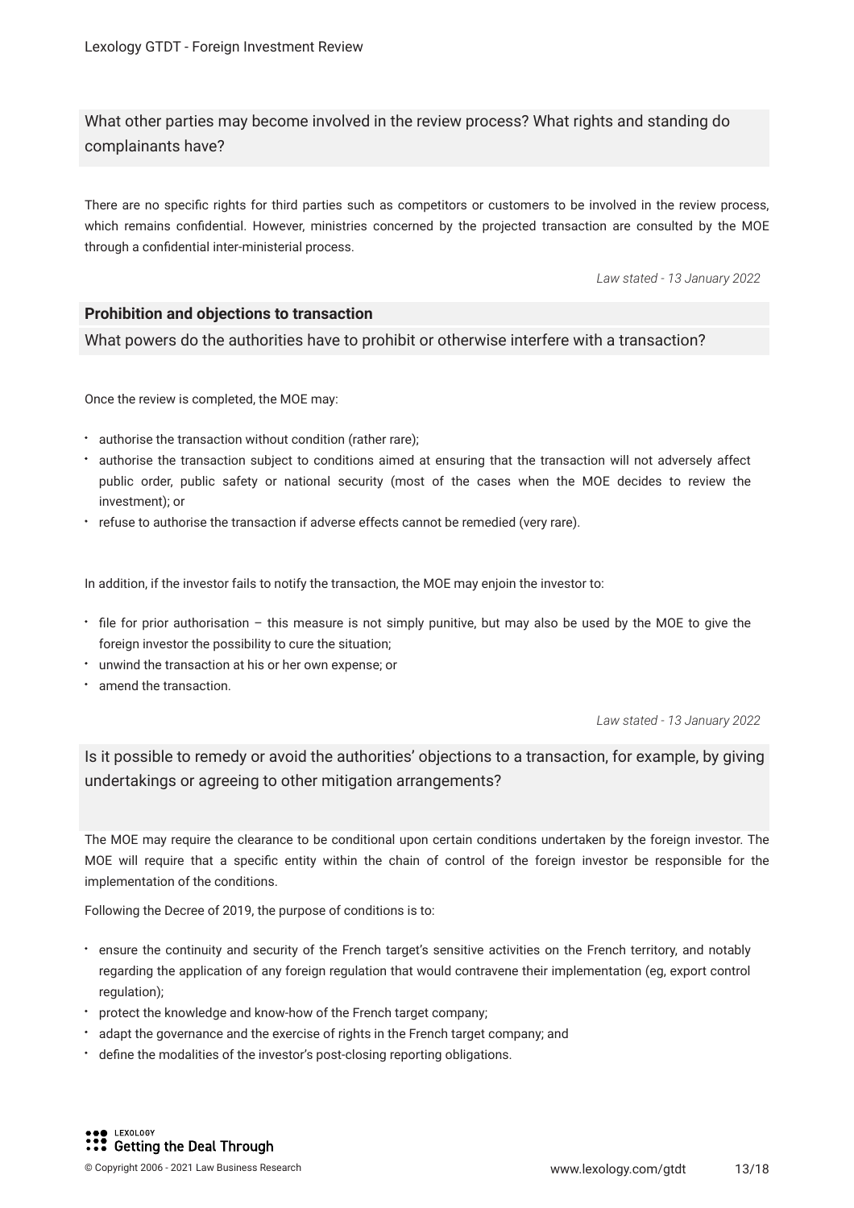### What other parties may become involved in the review process? What rights and standing do complainants have?

There are no specific rights for third parties such as competitors or customers to be involved in the review process, which remains confidential. However, ministries concerned by the projected transaction are consulted by the MOE through a confidential inter-ministerial process.

*Law stated - 13 January 2022*

## Prohibition and objections to transaction

### What powers do the authorities have to prohibit or otherwise interfere with a transaction?

Once the review is completed, the MOE may:

- authorise the transaction without condition (rather rare);
- authorise the transaction subject to conditions aimed at ensuring that the transaction will not adversely affect public order, public safety or national security (most of the cases when the MOE decides to review the investment); or
- refuse to authorise the transaction if adverse effects cannot be remedied (very rare).

In addition, if the investor fails to notify the transaction, the MOE may enjoin the investor to:

- file for prior authorisation – this measure is not simply punitive, but may also be used by the MOE to give the foreign investor the possibility to cure the situation;
- unwind the transaction at his or her own expense; or
- amend the transaction.

*Law stated - 13 January 2022*

### Is it possible to remedy or avoid the authorities' objections to a transaction, for example, by giving undertakings or agreeing to other mitigation arrangements?

The MOE may require the clearance to be conditional upon certain conditions undertaken by the foreign investor. The MOE will require that a specific entity within the chain of control of the foreign investor be responsible for the implementation of the conditions.

Following the Decree of 2019, the purpose of conditions is to:

- ensure the continuity and security of the French target's sensitive activities on the French territory, and notably regarding the application of any foreign regulation that would contravene their implementation (eg, export control regulation);
- protect the knowledge and know-how of the French target company;
- adapt the governance and the exercise of rights in the French target company; and
- define the modalities of the investor's post-closing reporting obligations.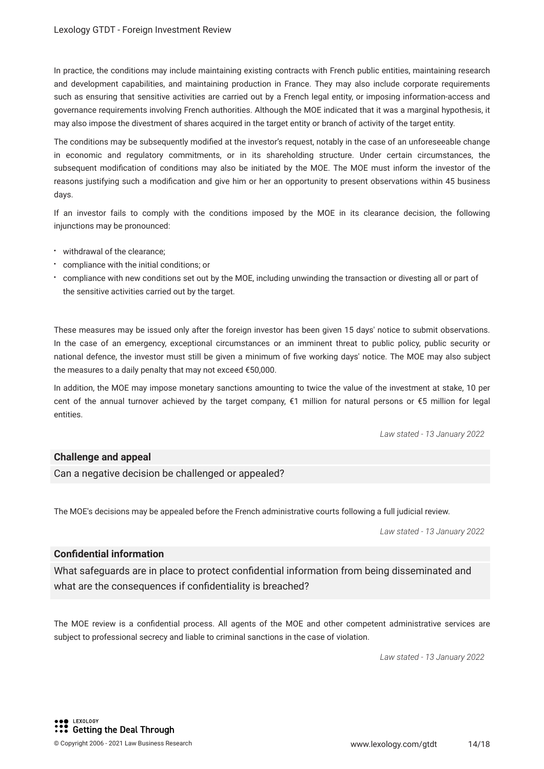In practice, the conditions may include maintaining existing contracts with French public entities, maintaining research and development capabilities, and maintaining production in France. They may also include corporate requirements such as ensuring that sensitive activities are carried out by a French legal entity, or imposing information-access and governance requirements involving French authorities. Although the MOE indicated that it was a marginal hypothesis, it may also impose the divestment of shares acquired in the target entity or branch of activity of the target entity.

The conditions may be subsequently modified at the investor's request, notably in the case of an unforeseeable change in economic and regulatory commitments, or in its shareholding structure. Under certain circumstances, the subsequent modification of conditions may also be initiated by the MOE. The MOE must inform the investor of the reasons justifying such a modification and give him or her an opportunity to present observations within 45 business days.

If an investor fails to comply with the conditions imposed by the MOE in its clearance decision, the following injunctions may be pronounced:

- withdrawal of the clearance;
- compliance with the initial conditions; or
- compliance with new conditions set out by the MOE, including unwinding the transaction or divesting all or part of the sensitive activities carried out by the target.

These measures may be issued only after the foreign investor has been given 15 days' notice to submit observations. In the case of an emergency, exceptional circumstances or an imminent threat to public policy, public security or national defence, the investor must still be given a minimum of five working days' notice. The MOE may also subject the measures to a daily penalty that may not exceed €50,000.

In addition, the MOE may impose monetary sanctions amounting to twice the value of the investment at stake, 10 per cent of the annual turnover achieved by the target company, €1 million for natural persons or €5 million for legal entities.

*Law stated - 13 January 2022*

## Challenge and appeal

Can a negative decision be challenged or appealed?

The MOE's decisions may be appealed before the French administrative courts following a full judicial review.

*Law stated - 13 January 2022*

## Confidential information

What safeguards are in place to protect confidential information from being disseminated and what are the consequences if confidentiality is breached?

The MOE review is a confidential process. All agents of the MOE and other competent administrative services are subject to professional secrecy and liable to criminal sanctions in the case of violation.

*Law stated - 13 January 2022*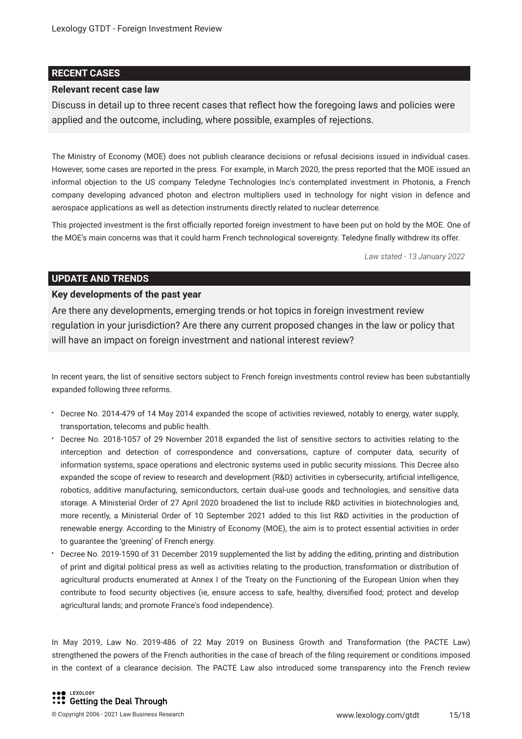## RECENT CASES

### Relevant recent case law

**Discuss in detail up to three recent cases that reflect how the foregoing laws and policies were applied and the outcome, including, where possible, examples of rejections.**

The Ministry of Economy (MOE) does not publish clearance decisions or refusal decisions issued in individual cases. However, some cases are reported in the press. For example, in March 2020, the press reported that the MOE issued an informal objection to the US company Teledyne Technologies Inc's contemplated investment in Photonis, a French company developing advanced photon and electron multipliers used in technology for night vision in defence and aerospace applications as well as detection instruments directly related to nuclear deterrence.

This projected investment is the first officially reported foreign investment to have been put on hold by the MOE. One of the MOE's main concerns was that it could harm French technological sovereignty. Teledyne finally withdrew its offer.

*Law stated - 13 January 2022*

## UPDATE AND TRENDS

### Key developments of the past year

**Are there any developments, emerging trends or hot topics in foreign investment review regulation in your jurisdiction? Are there any current proposed changes in the law or policy that will have an impact on foreign investment and national interest review?**

In recent years, the list of sensitive sectors subject to French foreign investments control review has been substantially expanded following three reforms.

- Decree No. 2014-479 of 14 May 2014 expanded the scope of activities reviewed, notably to energy, water supply, transportation, telecoms and public health.
- Decree No. 2018-1057 of 29 November 2018 expanded the list of sensitive sectors to activities relating to the interception and detection of correspondence and conversations, capture of computer data, security of information systems, space operations and electronic systems used in public security missions. This Decree also expanded the scope of review to research and development (R&D) activities in cybersecurity, artificial intelligence, robotics, additive manufacturing, semiconductors, certain dual-use goods and technologies, and sensitive data storage. A Ministerial Order of 27 April 2020 broadened the list to include R&D activities in biotechnologies and, more recently, a Ministerial Order of 10 September 2021 added to this list R&D activities in the production of renewable energy. According to the Ministry of Economy (MOE), the aim is to protect essential activities in order to guarantee the 'greening' of French energy.
- Decree No. 2019-1590 of 31 December 2019 supplemented the list by adding the editing, printing and distribution of print and digital political press as well as activities relating to the production, transformation or distribution of agricultural products enumerated at Annex I of the Treaty on the Functioning of the European Union when they contribute to food security objectives (ie, ensure access to safe, healthy, diversified food; protect and develop agricultural lands; and promote France's food independence).

In May 2019, Law No. 2019-486 of 22 May 2019 on Business Growth and Transformation (the PACTE Law) strengthened the powers of the French authorities in the case of breach of the filing requirement or conditions imposed in the context of a clearance decision. The PACTE Law also introduced some transparency into the French review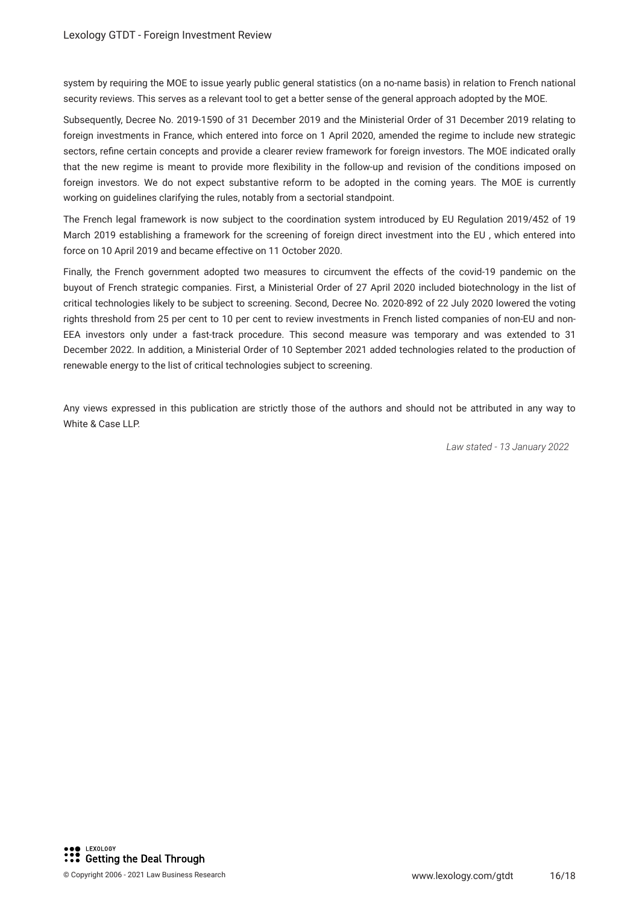system by requiring the MOE to issue yearly public general statistics (on a no-name basis) in relation to French national security reviews. This serves as a relevant tool to get a better sense of the general approach adopted by the MOE.

Subsequently, Decree No. 2019-1590 of 31 December 2019 and the Ministerial Order of 31 December 2019 relating to foreign investments in France, which entered into force on 1 April 2020, amended the regime to include new strategic sectors, refine certain concepts and provide a clearer review framework for foreign investors. The MOE indicated orally that the new regime is meant to provide more flexibility in the follow-up and revision of the conditions imposed on foreign investors. We do not expect substantive reform to be adopted in the coming years. The MOE is currently working on guidelines clarifying the rules, notably from a sectorial standpoint.

The French legal framework is now subject to the coordination system introduced by EU Regulation 2019/452 of 19 March 2019 establishing a framework for the screening of foreign direct investment into the EU , which entered into force on 10 April 2019 and became effective on 11 October 2020.

Finally, the French government adopted two measures to circumvent the effects of the covid-19 pandemic on the buyout of French strategic companies. First, a Ministerial Order of 27 April 2020 included biotechnology in the list of critical technologies likely to be subject to screening. Second, Decree No. 2020-892 of 22 July 2020 lowered the voting rights threshold from 25 per cent to 10 per cent to review investments in French listed companies of non-EU and non-EEA investors only under a fast-track procedure. This second measure was temporary and was extended to 31 December 2022. In addition, a Ministerial Order of 10 September 2021 added technologies related to the production of renewable energy to the list of critical technologies subject to screening.

Any views expressed in this publication are strictly those of the authors and should not be attributed in any way to White & Case LLP.

*Law stated - 13 January 2022*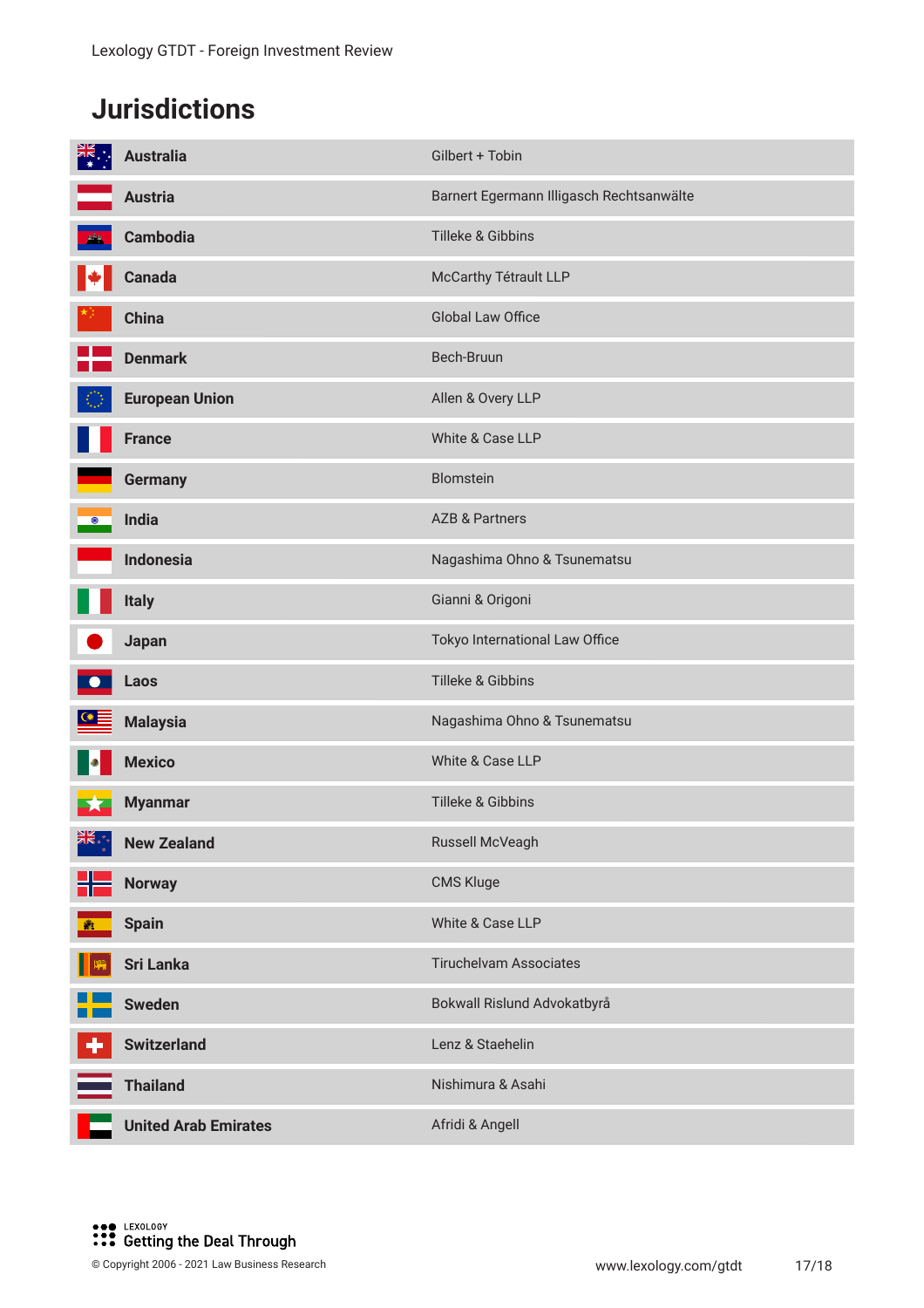# Jurisdictions

| Jurisdiction | Firm |
|---|---|
| **Australia** | Gilbert + Tobin |
| **Austria** | Barnert Egermann Illigasch Rechtsanwälte |
| **Cambodia** | Tilleke & Gibbins |
| **Canada** | McCarthy Tétrault LLP |
| **China** | Global Law Office |
| **Denmark** | Bech-Bruun |
| **European Union** | Allen & Overy LLP |
| **France** | White & Case LLP |
| **Germany** | Blomstein |
| **India** | AZB & Partners |
| **Indonesia** | Nagashima Ohno & Tsunematsu |
| **Italy** | Gianni & Origoni |
| **Japan** | Tokyo International Law Office |
| **Laos** | Tilleke & Gibbins |
| **Malaysia** | Nagashima Ohno & Tsunematsu |
| **Mexico** | White & Case LLP |
| **Myanmar** | Tilleke & Gibbins |
| **New Zealand** | Russell McVeagh |
| **Norway** | CMS Kluge |
| **Spain** | White & Case LLP |
| **Sri Lanka** | Tiruchelvam Associates |
| **Sweden** | Bokwall Rislund Advokatbyrå |
| **Switzerland** | Lenz & Staehelin |
| **Thailand** | Nishimura & Asahi |
| **United Arab Emirates** | Afridi & Angell |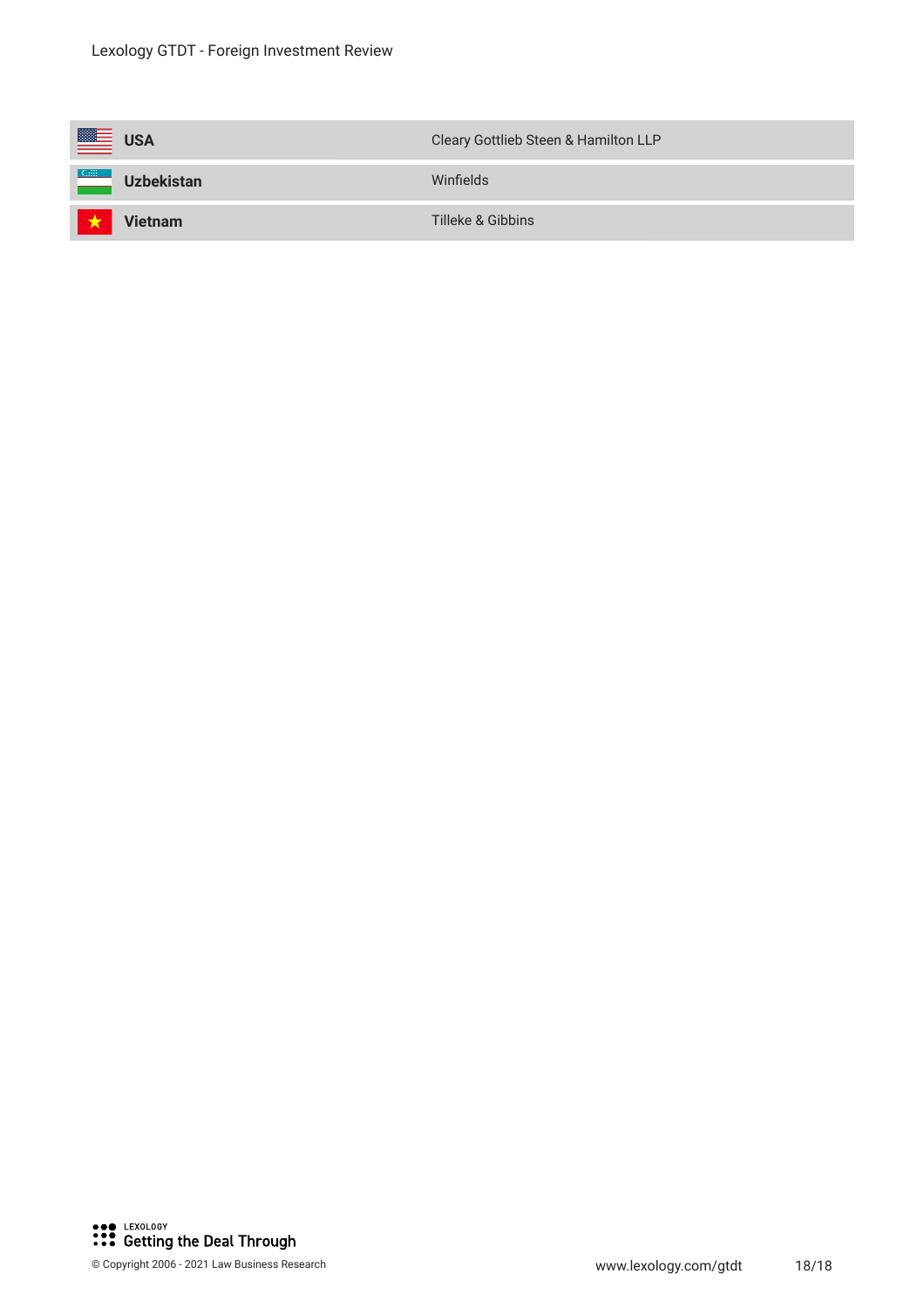| | |
|---|---|
| **USA** | Cleary Gottlieb Steen & Hamilton LLP |
| **Uzbekistan** | Winfields |
| **Vietnam** | Tilleke & Gibbins |